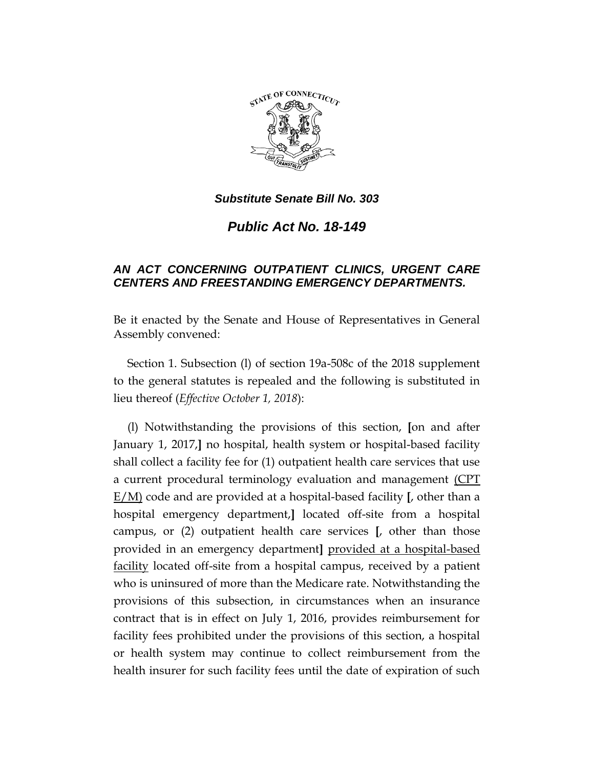***Substitute Senate Bill No. 303***

# *Public Act No. 18-149*

## *AN ACT CONCERNING OUTPATIENT CLINICS, URGENT CARE CENTERS AND FREESTANDING EMERGENCY DEPARTMENTS.*

Be it enacted by the Senate and House of Representatives in General Assembly convened:

Section 1. Subsection (l) of section 19a-508c of the 2018 supplement to the general statutes is repealed and the following is substituted in lieu thereof (*Effective October 1, 2018*):

(l) Notwithstanding the provisions of this section, **[**on and after January 1, 2017,**]** no hospital, health system or hospital-based facility shall collect a facility fee for (1) outpatient health care services that use a current procedural terminology evaluation and management <u>(CPT E/M)</u> code and are provided at a hospital-based facility **[**, other than a hospital emergency department,**]** located off-site from a hospital campus, or (2) outpatient health care services **[**, other than those provided in an emergency department**]** <u>provided at a hospital-based facility</u> located off-site from a hospital campus, received by a patient who is uninsured of more than the Medicare rate. Notwithstanding the provisions of this subsection, in circumstances when an insurance contract that is in effect on July 1, 2016, provides reimbursement for facility fees prohibited under the provisions of this section, a hospital or health system may continue to collect reimbursement from the health insurer for such facility fees until the date of expiration of such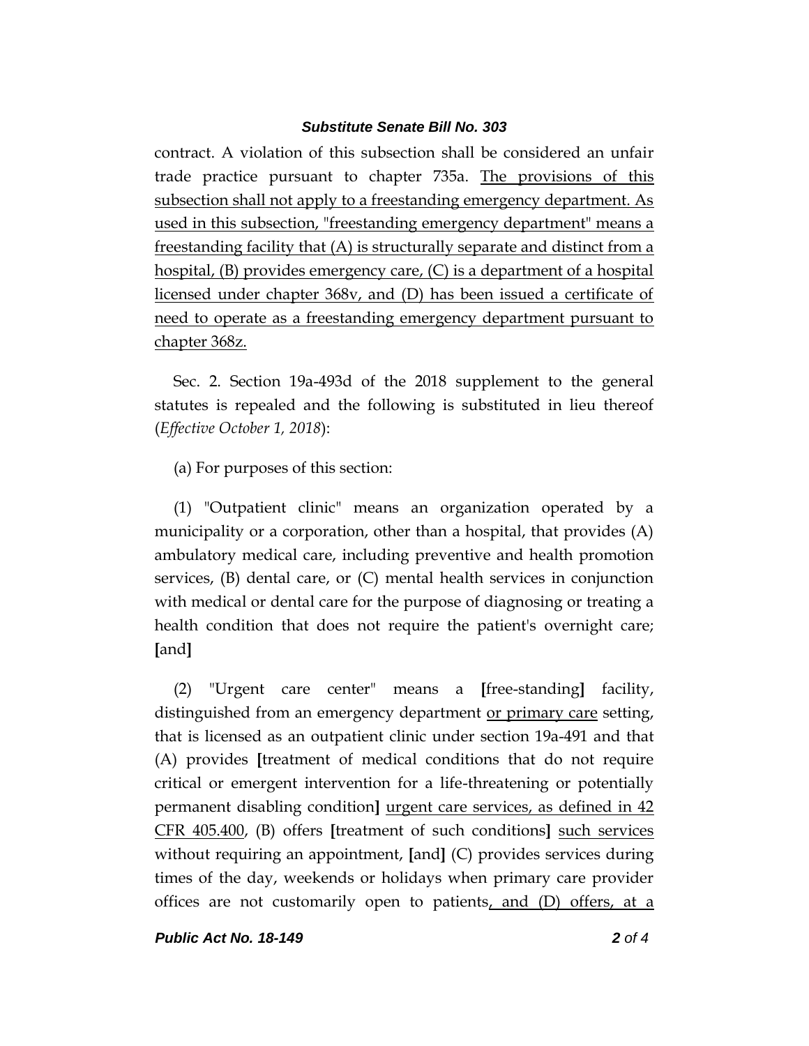contract. A violation of this subsection shall be considered an unfair trade practice pursuant to chapter 735a. The provisions of this subsection shall not apply to a freestanding emergency department. As used in this subsection, "freestanding emergency department" means a freestanding facility that (A) is structurally separate and distinct from a hospital, (B) provides emergency care, (C) is a department of a hospital licensed under chapter 368v, and (D) has been issued a certificate of need to operate as a freestanding emergency department pursuant to chapter 368z.

Sec. 2. Section 19a-493d of the 2018 supplement to the general statutes is repealed and the following is substituted in lieu thereof (*Effective October 1, 2018*):

(a) For purposes of this section:

(1) "Outpatient clinic" means an organization operated by a municipality or a corporation, other than a hospital, that provides (A) ambulatory medical care, including preventive and health promotion services, (B) dental care, or (C) mental health services in conjunction with medical or dental care for the purpose of diagnosing or treating a health condition that does not require the patient's overnight care; [and]

(2) "Urgent care center" means a [free-standing] facility, distinguished from an emergency department or primary care setting, that is licensed as an outpatient clinic under section 19a-491 and that (A) provides [treatment of medical conditions that do not require critical or emergent intervention for a life-threatening or potentially permanent disabling condition] urgent care services, as defined in 42 CFR 405.400, (B) offers [treatment of such conditions] such services without requiring an appointment, [and] (C) provides services during times of the day, weekends or holidays when primary care provider offices are not customarily open to patients, and (D) offers, at a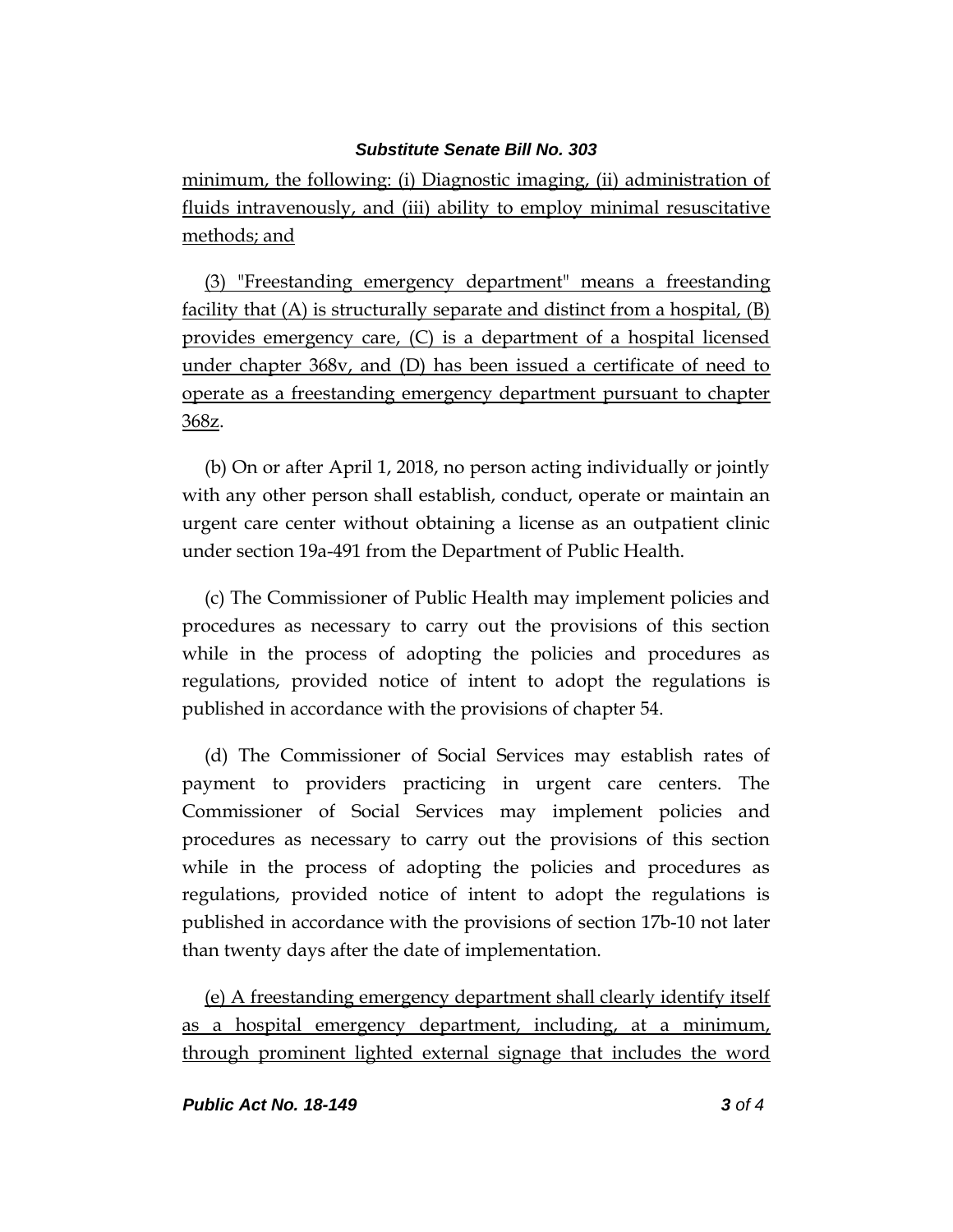minimum, the following: (i) Diagnostic imaging, (ii) administration of fluids intravenously, and (iii) ability to employ minimal resuscitative methods; and

(3) "Freestanding emergency department" means a freestanding facility that (A) is structurally separate and distinct from a hospital, (B) provides emergency care, (C) is a department of a hospital licensed under chapter 368v, and (D) has been issued a certificate of need to operate as a freestanding emergency department pursuant to chapter 368z.

(b) On or after April 1, 2018, no person acting individually or jointly with any other person shall establish, conduct, operate or maintain an urgent care center without obtaining a license as an outpatient clinic under section 19a-491 from the Department of Public Health.

(c) The Commissioner of Public Health may implement policies and procedures as necessary to carry out the provisions of this section while in the process of adopting the policies and procedures as regulations, provided notice of intent to adopt the regulations is published in accordance with the provisions of chapter 54.

(d) The Commissioner of Social Services may establish rates of payment to providers practicing in urgent care centers. The Commissioner of Social Services may implement policies and procedures as necessary to carry out the provisions of this section while in the process of adopting the policies and procedures as regulations, provided notice of intent to adopt the regulations is published in accordance with the provisions of section 17b-10 not later than twenty days after the date of implementation.

(e) A freestanding emergency department shall clearly identify itself as a hospital emergency department, including, at a minimum, through prominent lighted external signage that includes the word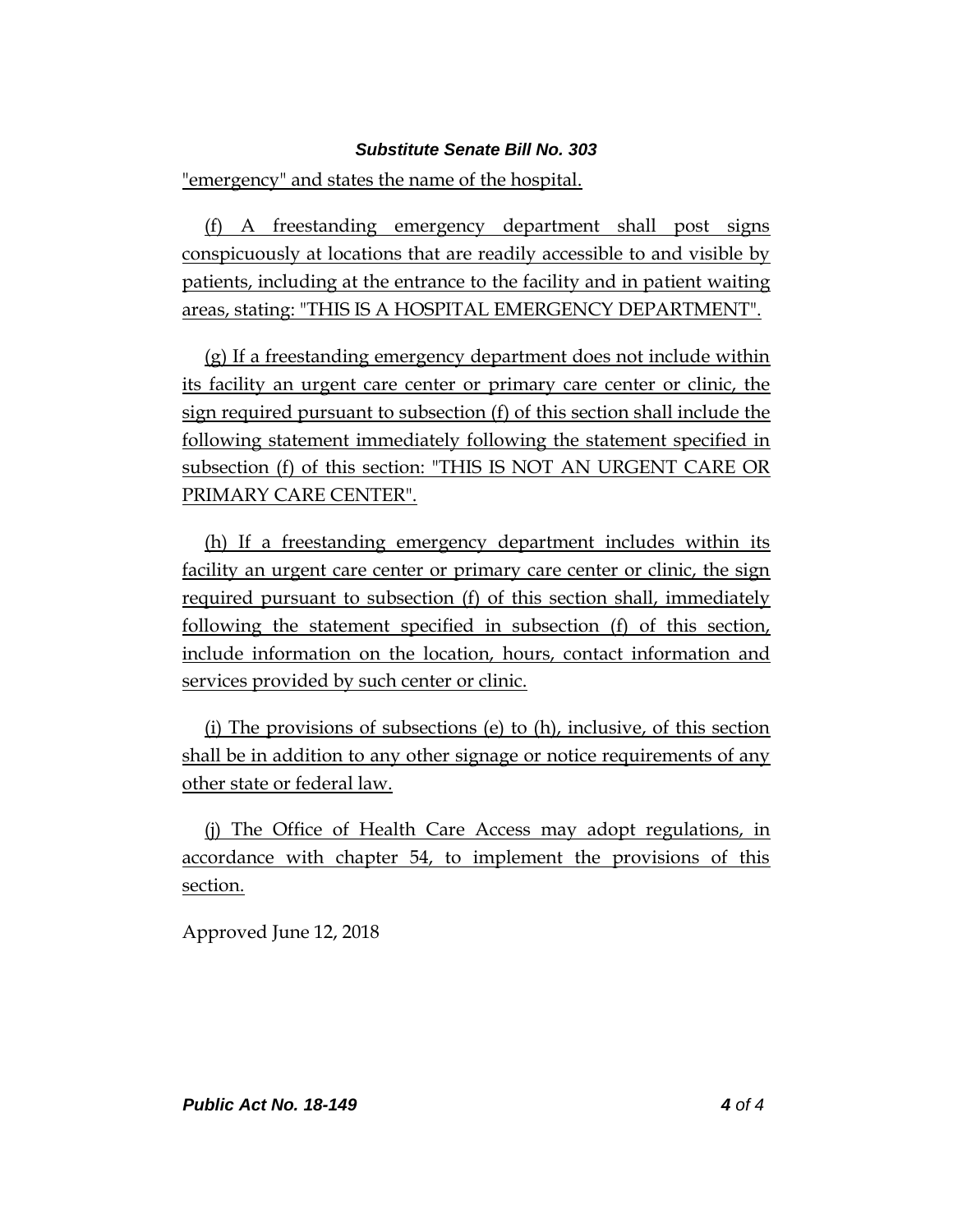"emergency" and states the name of the hospital.

(f) A freestanding emergency department shall post signs conspicuously at locations that are readily accessible to and visible by patients, including at the entrance to the facility and in patient waiting areas, stating: "THIS IS A HOSPITAL EMERGENCY DEPARTMENT".

(g) If a freestanding emergency department does not include within its facility an urgent care center or primary care center or clinic, the sign required pursuant to subsection (f) of this section shall include the following statement immediately following the statement specified in subsection (f) of this section: "THIS IS NOT AN URGENT CARE OR PRIMARY CARE CENTER".

(h) If a freestanding emergency department includes within its facility an urgent care center or primary care center or clinic, the sign required pursuant to subsection (f) of this section shall, immediately following the statement specified in subsection (f) of this section, include information on the location, hours, contact information and services provided by such center or clinic.

(i) The provisions of subsections (e) to (h), inclusive, of this section shall be in addition to any other signage or notice requirements of any other state or federal law.

(j) The Office of Health Care Access may adopt regulations, in accordance with chapter 54, to implement the provisions of this section.

Approved June 12, 2018